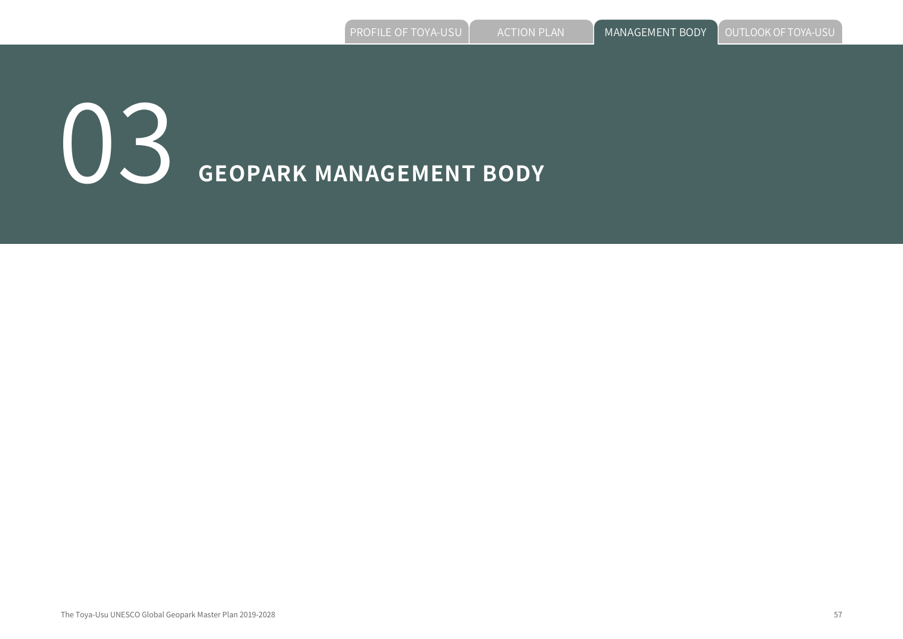# 03 GEOPARK MANAGEMENT BODY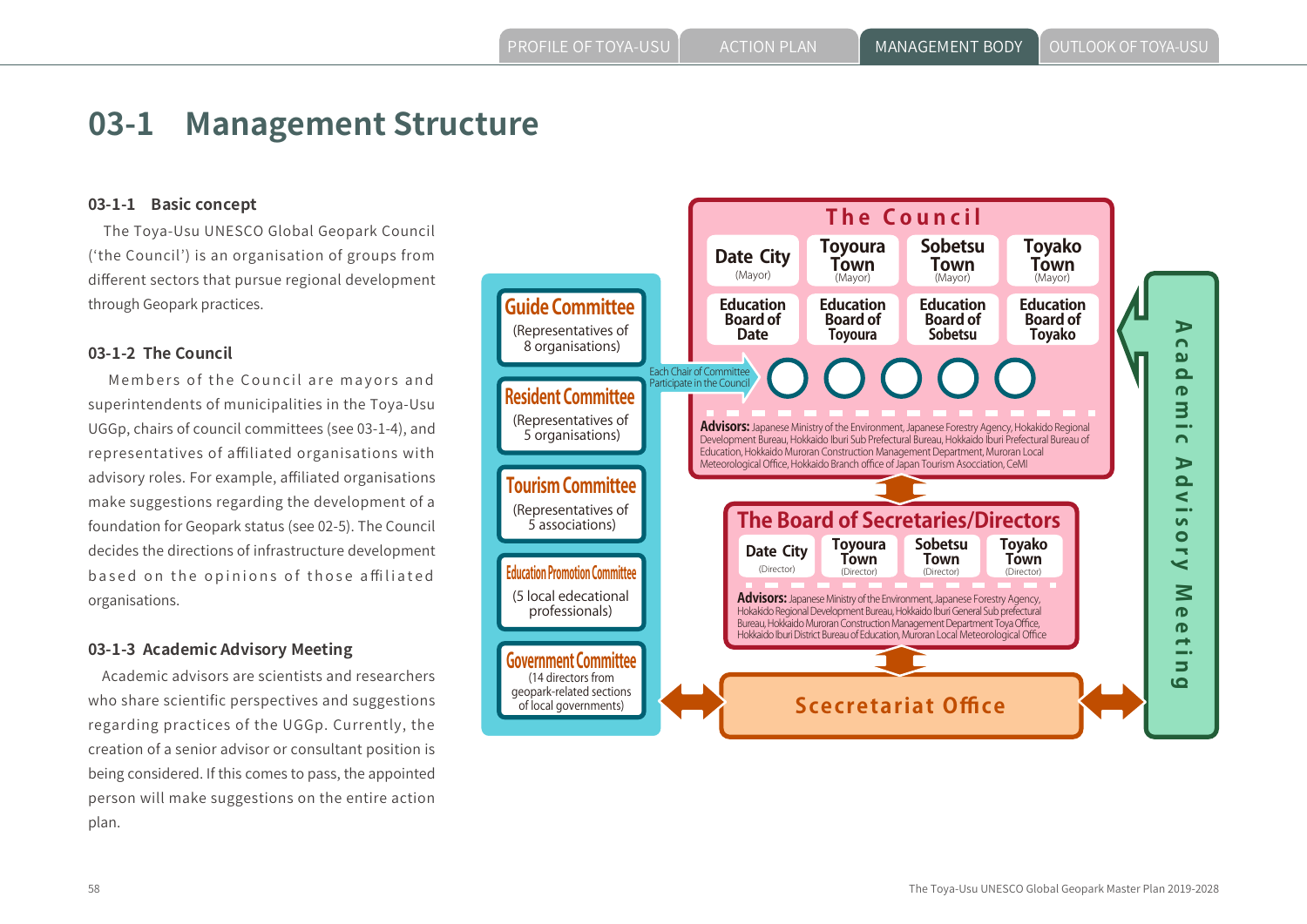# 03-1 Management Structure

### 03-1-1 Basic concept

The Toya-Usu UNESCO Global Geopark Council ('the Council') is an organisation of groups from different sectors that pursue regional development through Geopark practices.

### 03-1-2 The Council

Members of the Council are mayors and superintendents of municipalities in the Toya-Usu UGGp, chairs of council committees (see 03-1-4), and representatives of affiliated organisations with advisory roles. For example, affiliated organisations make suggestions regarding the development of a foundation for Geopark status (see 02-5). The Council decides the directions of infrastructure development based on the opinions of those affiliated organisations.

### 03-1-3 Academic Advisory Meeting

Academic advisors are scientists and researchers who share scientific perspectives and suggestions regarding practices of the UGGp. Currently, the creation of a senior advisor or consultant position is being considered. If this comes to pass, the appointed person will make suggestions on the entire action plan.

**The Council**

- Date City (Mayor)
- Toyoura Town (Mayor)
- Sobetsu Town (Mayor)
- Toyako Town (Mayor)
- Education Board of Date
- Education Board of Toyoura
- Education Board of Sobetsu
- Education Board of Toyako

Each Chair of Committee Participate in the Council

**Advisors:** Japanese Ministry of the Environment, Japanese Forestry Agency, Hokakido Regional Development Bureau, Hokkaido Iburi Sub Prefectural Bureau, Hokkaido Iburi Prefectural Bureau of Education, Hokkaido Muroran Construction Management Department, Muroran Local Meteorological Office, Hokkaido Branch office of Japan Tourism Asscciation, CeMI

**The Board of Secretaries/Directors**

- Date City (Director)
- Toyoura Town (Director)
- Sobetsu Town (Director)
- Toyako Town (Director)

**Advisors:** Japanese Ministry of the Environment, Japanese Forestry Agency, Hokakido Regional Development Bureau, Hokkaido Iburi General Sub prefectural Bureau, Hokkaido Muroran Construction Management Department Toya Office, Hokkaido Iburi District Bureau of Education, Muroran Local Meteorological Office

**Scecretariat Office**

**Committees**

- **Guide Committee** (Representatives of 8 organisations)
- **Resident Committee** (Representatives of 5 organisations)
- **Tourism Committee** (Representatives of 5 associations)
- **Education Promotion Committee** (5 local edecational professionals)
- **Government Committee** (14 directors from geopark-related sections of local governments)

**Academic Advisory Meeting**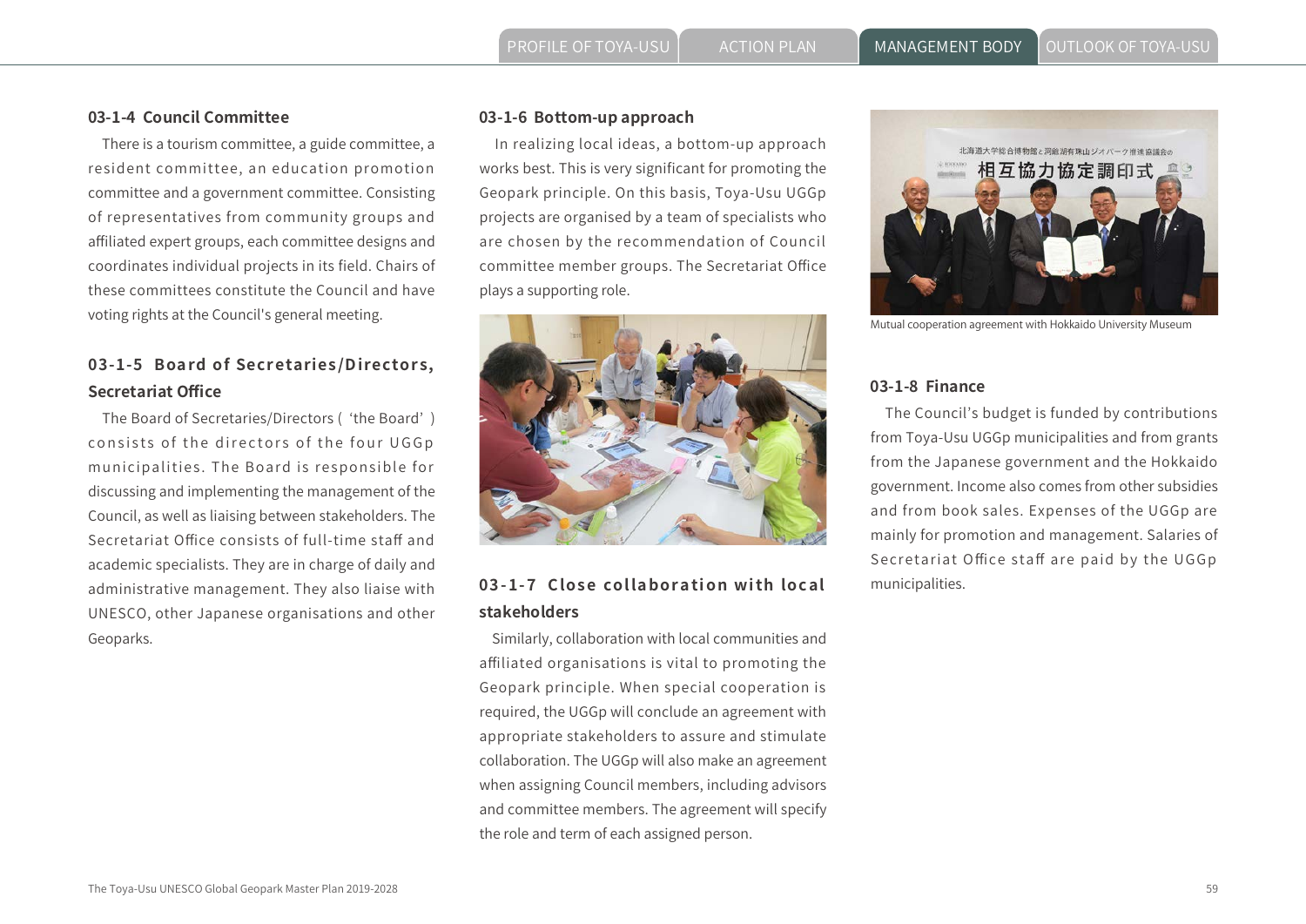### 03-1-4 Council Committee

There is a tourism committee, a guide committee, a resident committee, an education promotion committee and a government committee. Consisting of representatives from community groups and affiliated expert groups, each committee designs and coordinates individual projects in its field. Chairs of these committees constitute the Council and have voting rights at the Council's general meeting.

### 03-1-5 Board of Secretaries/Directors, Secretariat Office

The Board of Secretaries/Directors ( 'the Board' ) consists of the directors of the four UGGp municipalities. The Board is responsible for discussing and implementing the management of the Council, as well as liaising between stakeholders. The Secretariat Office consists of full-time staff and academic specialists. They are in charge of daily and administrative management. They also liaise with UNESCO, other Japanese organisations and other Geoparks.

### 03-1-6 Bottom-up approach

In realizing local ideas, a bottom-up approach works best. This is very significant for promoting the Geopark principle. On this basis, Toya-Usu UGGp projects are organised by a team of specialists who are chosen by the recommendation of Council committee member groups. The Secretariat Office plays a supporting role.

### 03-1-7 Close collaboration with local stakeholders

Similarly, collaboration with local communities and affiliated organisations is vital to promoting the Geopark principle. When special cooperation is required, the UGGp will conclude an agreement with appropriate stakeholders to assure and stimulate collaboration. The UGGp will also make an agreement when assigning Council members, including advisors and committee members. The agreement will specify the role and term of each assigned person.

Mutual cooperation agreement with Hokkaido University Museum

### 03-1-8 Finance

The Council's budget is funded by contributions from Toya-Usu UGGp municipalities and from grants from the Japanese government and the Hokkaido government. Income also comes from other subsidies and from book sales. Expenses of the UGGp are mainly for promotion and management. Salaries of Secretariat Office staff are paid by the UGGp municipalities.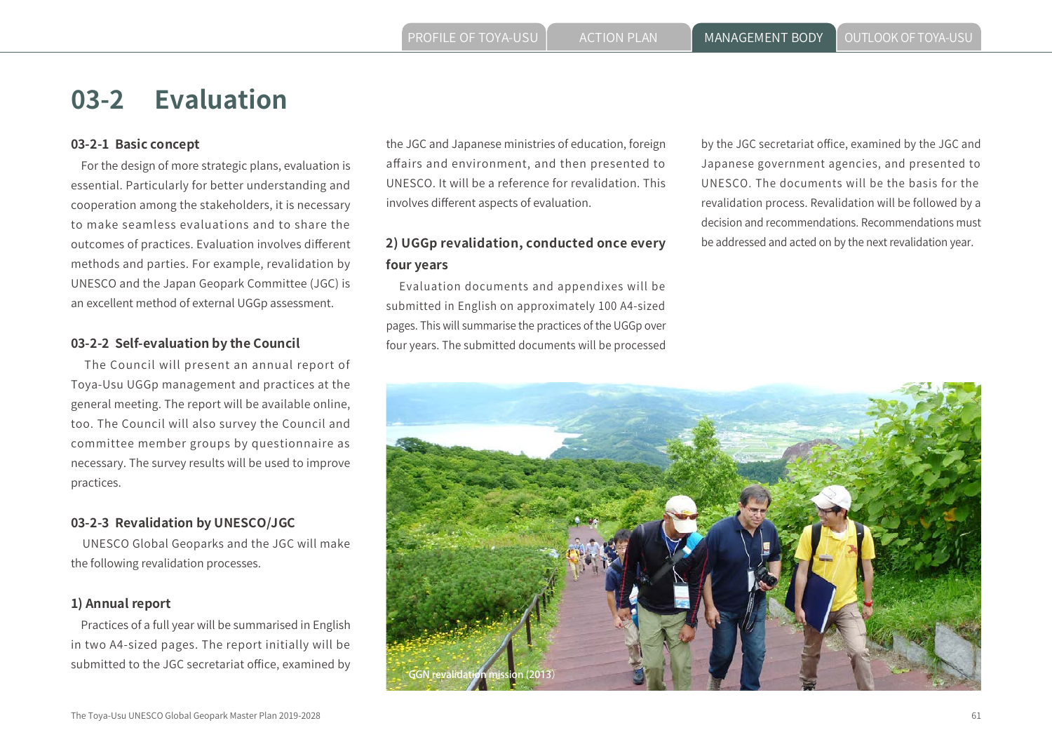# 03-2 Evaluation

### 03-2-1 Basic concept

For the design of more strategic plans, evaluation is essential. Particularly for better understanding and cooperation among the stakeholders, it is necessary to make seamless evaluations and to share the outcomes of practices. Evaluation involves different methods and parties. For example, revalidation by UNESCO and the Japan Geopark Committee (JGC) is an excellent method of external UGGp assessment.

### 03-2-2 Self-evaluation by the Council

The Council will present an annual report of Toya-Usu UGGp management and practices at the general meeting. The report will be available online, too. The Council will also survey the Council and committee member groups by questionnaire as necessary. The survey results will be used to improve practices.

### 03-2-3 Revalidation by UNESCO/JGC

UNESCO Global Geoparks and the JGC will make the following revalidation processes.

#### 1) Annual report

Practices of a full year will be summarised in English in two A4-sized pages. The report initially will be submitted to the JGC secretariat office, examined by the JGC and Japanese ministries of education, foreign affairs and environment, and then presented to UNESCO. It will be a reference for revalidation. This involves different aspects of evaluation.

#### 2) UGGp revalidation, conducted once every four years

Evaluation documents and appendixes will be submitted in English on approximately 100 A4-sized pages. This will summarise the practices of the UGGp over four years. The submitted documents will be processed by the JGC secretariat office, examined by the JGC and Japanese government agencies, and presented to UNESCO. The documents will be the basis for the revalidation process. Revalidation will be followed by a decision and recommendations. Recommendations must be addressed and acted on by the next revalidation year.

GGN revalidation mission (2013)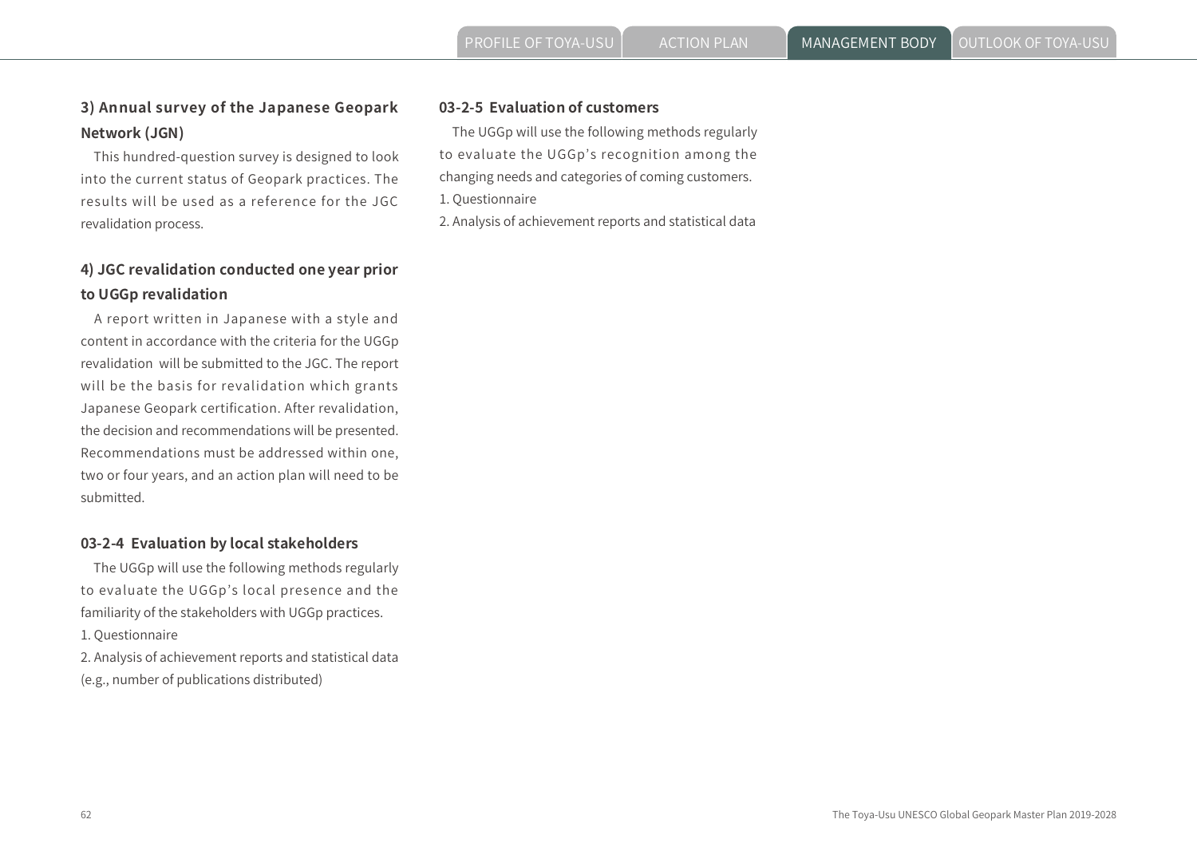### 3) Annual survey of the Japanese Geopark Network (JGN)

This hundred-question survey is designed to look into the current status of Geopark practices. The results will be used as a reference for the JGC revalidation process.

### 4) JGC revalidation conducted one year prior to UGGp revalidation

A report written in Japanese with a style and content in accordance with the criteria for the UGGp revalidation will be submitted to the JGC. The report will be the basis for revalidation which grants Japanese Geopark certification. After revalidation, the decision and recommendations will be presented. Recommendations must be addressed within one, two or four years, and an action plan will need to be submitted.

### 03-2-4 Evaluation by local stakeholders

The UGGp will use the following methods regularly to evaluate the UGGp's local presence and the familiarity of the stakeholders with UGGp practices.

1. Questionnaire
2. Analysis of achievement reports and statistical data (e.g., number of publications distributed)

### 03-2-5 Evaluation of customers

The UGGp will use the following methods regularly to evaluate the UGGp's recognition among the changing needs and categories of coming customers.

1. Questionnaire
2. Analysis of achievement reports and statistical data